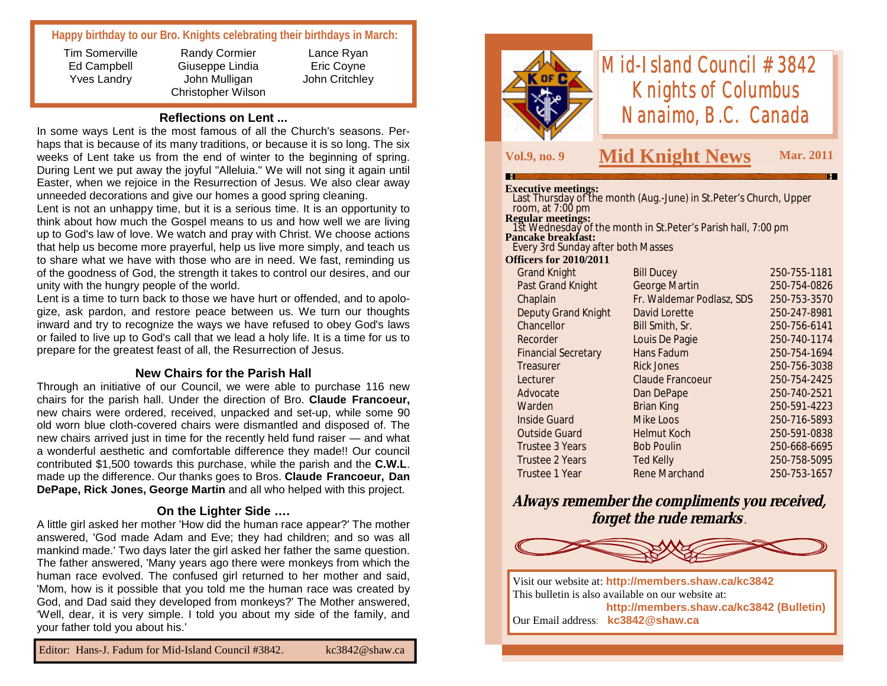**Happy birthday to our Bro. Knights celebrating their birthdays in March:**

| | | |
|---|---|---|
| Tim Somerville | Randy Cormier | Lance Ryan |
| Ed Campbell | Giuseppe Lindia | Eric Coyne |
| Yves Landry | John Mulligan | John Critchley |
| | Christopher Wilson | |

### Reflections on Lent ...

In some ways Lent is the most famous of all the Church's seasons. Perhaps that is because of its many traditions, or because it is so long. The six weeks of Lent take us from the end of winter to the beginning of spring. During Lent we put away the joyful "Alleluia." We will not sing it again until Easter, when we rejoice in the Resurrection of Jesus. We also clear away unneeded decorations and give our homes a good spring cleaning.

Lent is not an unhappy time, but it is a serious time. It is an opportunity to think about how much the Gospel means to us and how well we are living up to God's law of love. We watch and pray with Christ. We choose actions that help us become more prayerful, help us live more simply, and teach us to share what we have with those who are in need. We fast, reminding us of the goodness of God, the strength it takes to control our desires, and our unity with the hungry people of the world.

Lent is a time to turn back to those we have hurt or offended, and to apologize, ask pardon, and restore peace between us. We turn our thoughts inward and try to recognize the ways we have refused to obey God's laws or failed to live up to God's call that we lead a holy life. It is a time for us to prepare for the greatest feast of all, the Resurrection of Jesus.

### New Chairs for the Parish Hall

Through an initiative of our Council, we were able to purchase 116 new chairs for the parish hall. Under the direction of Bro. **Claude Francoeur,** new chairs were ordered, received, unpacked and set-up, while some 90 old worn blue cloth-covered chairs were dismantled and disposed of. The new chairs arrived just in time for the recently held fund raiser — and what a wonderful aesthetic and comfortable difference they made!! Our council contributed $1,500 towards this purchase, while the parish and the **C.W.L**. made up the difference. Our thanks goes to Bros. **Claude Francoeur, Dan DePape, Rick Jones, George Martin** and all who helped with this project.

### On the Lighter Side ….

A little girl asked her mother 'How did the human race appear?' The mother answered, 'God made Adam and Eve; they had children; and so was all mankind made.' Two days later the girl asked her father the same question. The father answered, 'Many years ago there were monkeys from which the human race evolved. The confused girl returned to her mother and said, 'Mom, how is it possible that you told me the human race was created by God, and Dad said they developed from monkeys?' The Mother answered, 'Well, dear, it is very simple. I told you about my side of the family, and your father told you about his.'

Editor: Hans-J. Fadum for Mid-Island Council #3842. kc3842@shaw.ca

# Mid-Island Council #3842
# Knights of Columbus
# Nanaimo, B.C. Canada

**Vol.9, no. 9** — **Mid Knight News** — **Mar. 2011**

**Executive meetings:**
Last Thursday of the month (Aug.-June) in St.Peter's Church, Upper room, at 7:00 pm

**Regular meetings:**
1st Wednesday of the month in St.Peter's Parish hall, 7:00 pm

**Pancake breakfast:**
Every 3rd Sunday after both Masses

**Officers for 2010/2011**

| Office | Name | Phone |
|---|---|---|
| Grand Knight | Bill Ducey | 250-755-1181 |
| Past Grand Knight | George Martin | 250-754-0826 |
| Chaplain | Fr. Waldemar Podlasz, SDS | 250-753-3570 |
| Deputy Grand Knight | David Lorette | 250-247-8981 |
| Chancellor | Bill Smith, Sr. | 250-756-6141 |
| Recorder | Louis De Pagie | 250-740-1174 |
| Financial Secretary | Hans Fadum | 250-754-1694 |
| Treasurer | Rick Jones | 250-756-3038 |
| Lecturer | Claude Francoeur | 250-754-2425 |
| Advocate | Dan DePape | 250-740-2521 |
| Warden | Brian King | 250-591-4223 |
| Inside Guard | Mike Loos | 250-716-5893 |
| Outside Guard | Helmut Koch | 250-591-0838 |
| Trustee 3 Years | Bob Poulin | 250-668-6695 |
| Trustee 2 Years | Ted Kelly | 250-758-5095 |
| Trustee 1 Year | Rene Marchand | 250-753-1657 |

***Always remember the compliments you received, forget the rude remarks***.

Visit our website at: **http://members.shaw.ca/kc3842**
This bulletin is also available on our website at:
**http://members.shaw.ca/kc3842 (Bulletin)**
Our Email address: **kc3842@shaw.ca**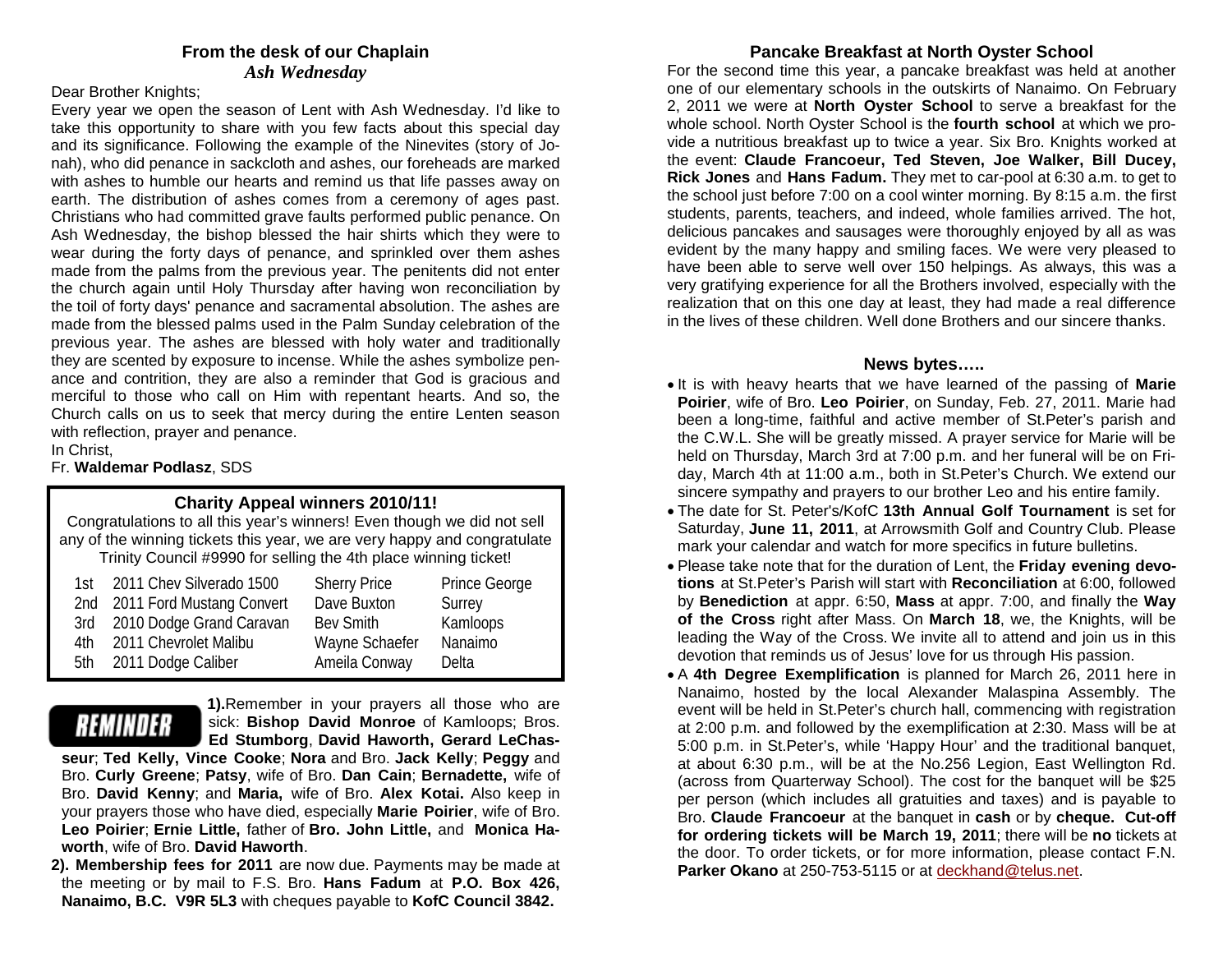## From the desk of our Chaplain

### *Ash Wednesday*

Dear Brother Knights;

Every year we open the season of Lent with Ash Wednesday. I'd like to take this opportunity to share with you few facts about this special day and its significance. Following the example of the Ninevites (story of Jonah), who did penance in sackcloth and ashes, our foreheads are marked with ashes to humble our hearts and remind us that life passes away on earth. The distribution of ashes comes from a ceremony of ages past. Christians who had committed grave faults performed public penance. On Ash Wednesday, the bishop blessed the hair shirts which they were to wear during the forty days of penance, and sprinkled over them ashes made from the palms from the previous year. The penitents did not enter the church again until Holy Thursday after having won reconciliation by the toil of forty days' penance and sacramental absolution. The ashes are made from the blessed palms used in the Palm Sunday celebration of the previous year. The ashes are blessed with holy water and traditionally they are scented by exposure to incense. While the ashes symbolize penance and contrition, they are also a reminder that God is gracious and merciful to those who call on Him with repentant hearts. And so, the Church calls on us to seek that mercy during the entire Lenten season with reflection, prayer and penance.

In Christ,

Fr. **Waldemar Podlasz**, SDS

## Charity Appeal winners 2010/11!

Congratulations to all this year's winners! Even though we did not sell any of the winning tickets this year, we are very happy and congratulate Trinity Council #9990 for selling the 4th place winning ticket!

| | | | |
|---|---|---|---|
| 1st | 2011 Chev Silverado 1500 | Sherry Price | Prince George |
| 2nd | 2011 Ford Mustang Convert | Dave Buxton | Surrey |
| 3rd | 2010 Dodge Grand Caravan | Bev Smith | Kamloops |
| 4th | 2011 Chevrolet Malibu | Wayne Schaefer | Nanaimo |
| 5th | 2011 Dodge Caliber | Ameila Conway | Delta |

**REMINDER**

**1).** Remember in your prayers all those who are sick: **Bishop David Monroe** of Kamloops; Bros. **Ed Stumborg**, **David Haworth, Gerard LeChasseur**; **Ted Kelly, Vince Cooke**; **Nora** and Bro. **Jack Kelly**; **Peggy** and Bro. **Curly Greene**; **Patsy**, wife of Bro. **Dan Cain**; **Bernadette,** wife of Bro. **David Kenny**; and **Maria,** wife of Bro. **Alex Kotai.** Also keep in your prayers those who have died, especially **Marie Poirier**, wife of Bro. **Leo Poirier**; **Ernie Little,** father of **Bro. John Little,** and **Monica Haworth**, wife of Bro. **David Haworth**.

**2). Membership fees for 2011** are now due. Payments may be made at the meeting or by mail to F.S. Bro. **Hans Fadum** at **P.O. Box 426, Nanaimo, B.C. V9R 5L3** with cheques payable to **KofC Council 3842.**

## Pancake Breakfast at North Oyster School

For the second time this year, a pancake breakfast was held at another one of our elementary schools in the outskirts of Nanaimo. On February 2, 2011 we were at **North Oyster School** to serve a breakfast for the whole school. North Oyster School is the **fourth school** at which we provide a nutritious breakfast up to twice a year. Six Bro. Knights worked at the event: **Claude Francoeur, Ted Steven, Joe Walker, Bill Ducey, Rick Jones** and **Hans Fadum.** They met to car-pool at 6:30 a.m. to get to the school just before 7:00 on a cool winter morning. By 8:15 a.m. the first students, parents, teachers, and indeed, whole families arrived. The hot, delicious pancakes and sausages were thoroughly enjoyed by all as was evident by the many happy and smiling faces. We were very pleased to have been able to serve well over 150 helpings. As always, this was a very gratifying experience for all the Brothers involved, especially with the realization that on this one day at least, they had made a real difference in the lives of these children. Well done Brothers and our sincere thanks.

## News bytes…..

- It is with heavy hearts that we have learned of the passing of **Marie Poirier**, wife of Bro. **Leo Poirier**, on Sunday, Feb. 27, 2011. Marie had been a long-time, faithful and active member of St.Peter's parish and the C.W.L. She will be greatly missed. A prayer service for Marie will be held on Thursday, March 3rd at 7:00 p.m. and her funeral will be on Friday, March 4th at 11:00 a.m., both in St.Peter's Church. We extend our sincere sympathy and prayers to our brother Leo and his entire family.
- The date for St. Peter's/KofC **13th Annual Golf Tournament** is set for Saturday, **June 11, 2011**, at Arrowsmith Golf and Country Club. Please mark your calendar and watch for more specifics in future bulletins.
- Please take note that for the duration of Lent, the **Friday evening devotions** at St.Peter's Parish will start with **Reconciliation** at 6:00, followed by **Benediction** at appr. 6:50, **Mass** at appr. 7:00, and finally the **Way of the Cross** right after Mass. On **March 18**, we, the Knights, will be leading the Way of the Cross. We invite all to attend and join us in this devotion that reminds us of Jesus' love for us through His passion.
- A **4th Degree Exemplification** is planned for March 26, 2011 here in Nanaimo, hosted by the local Alexander Malaspina Assembly. The event will be held in St.Peter's church hall, commencing with registration at 2:00 p.m. and followed by the exemplification at 2:30. Mass will be at 5:00 p.m. in St.Peter's, while 'Happy Hour' and the traditional banquet, at about 6:30 p.m., will be at the No.256 Legion, East Wellington Rd. (across from Quarterway School). The cost for the banquet will be $25 per person (which includes all gratuities and taxes) and is payable to Bro. **Claude Francoeur** at the banquet in **cash** or by **cheque. Cut-off for ordering tickets will be March 19, 2011**; there will be **no** tickets at the door. To order tickets, or for more information, please contact F.N. **Parker Okano** at 250-753-5115 or at deckhand@telus.net.